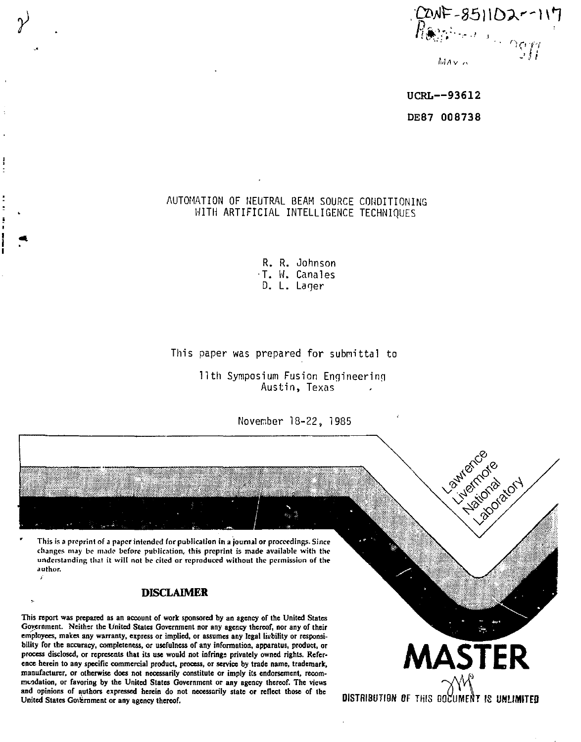CONF-851102--117

UCRL--93612

DE87 008738

# AUTOMATION OF NEUTRAL BEAM SOURCE CONDITIONING WITH ARTIFICIAL INTELLIGENCE TECHNIQUES

R. R. Johnson
T. W. Canales
D. L. Lager

This paper was prepared for submittal to

11th Symposium Fusion Engineering
Austin, Texas

November 18-22, 1985

Lawrence Livermore National Laboratory

This is a preprint of a paper intended for publication in a journal or proceedings. Since changes may be made before publication, this preprint is made available with the understanding that it will not be cited or reproduced without the permission of the author.

## DISCLAIMER

This report was prepared as an account of work sponsored by an agency of the United States Government. Neither the United States Government nor any agency thereof, nor any of their employees, makes any warranty, express or implied, or assumes any legal liability or responsibility for the accuracy, completeness, or usefulness of any information, apparatus, product, or process disclosed, or represents that its use would not infringe privately owned rights. Reference herein to any specific commercial product, process, or service by trade name, trademark, manufacturer, or otherwise does not necessarily constitute or imply its endorsement, recommendation, or favoring by the United States Government or any agency thereof. The views and opinions of authors expressed herein do not necessarily state or reflect those of the United States Government or any agency thereof.

**MASTER**

DISTRIBUTION OF THIS DOCUMENT IS UNLIMITED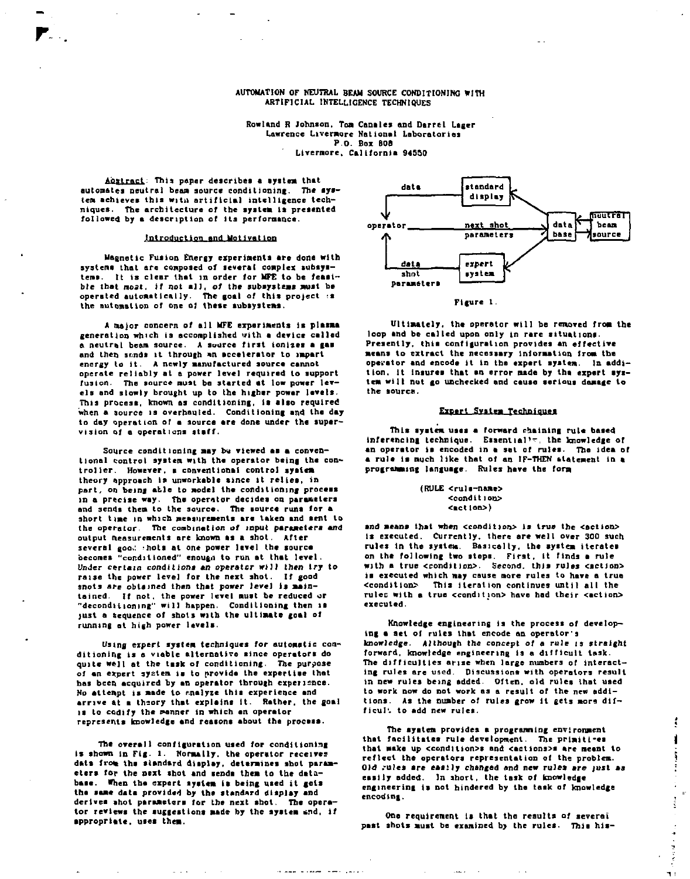# AUTOMATION OF NEUTRAL BEAM SOURCE CONDITIONING WITH ARTIFICIAL INTELLIGENCE TECHNIQUES

Rowland R Johnson, Tom Canales and Darrel Lager
Lawrence Livermore National Laboratories
P.O. Box 808
Livermore, California 94550

**Abstract**: This paper describes a system that automates neutral beam source conditioning. The system achieves this with artificial intelligence techniques. The architecture of the system is presented followed by a description of its performance.

## Introduction and Motivation

Magnetic Fusion Energy experiments are done with systems that are composed of several complex subsystems. It is clear that in order for MFE to be feasible that *most, if not all*, of the subsystems must be operated automatically. The goal of this project is the automation of one of these subsystems.

A major concern of all MFE experiments is plasma generation which is accomplished with a device called a neutral beam source. A source first ionizes a gas and then sends it through an accelerator to impart energy to it. A newly manufactured source cannot operate reliably at a power level required to support fusion. The source must be started at low power levels and slowly brought up to the higher power levels. This process, known as conditioning, is also required when a source is overhauled. Conditioning and the day to day operation of a source are done under the supervision of a operations staff.

Source conditioning may be viewed as a conventional control system with the operator being the controller. However, a conventional control system theory approach is unworkable since it relies, in part, on being able to model the conditioning process in a precise way. The operator decides on parameters and sends them to the source. The source runs for a short time in which measurements are taken and sent to the operator. The combination of input parameters and output measurements are known as a shot. After several good shots at one power level the source becomes "conditioned" enough to run at that level. *Under certain conditions an operator will then try to* raise the power level for the next shot. If good shots are obtained then that power level is maintained. If not, the power level must be reduced or "deconditioning" will happen. Conditioning then is just a sequence of shots with the ultimate goal of running at high power levels.

Using expert system techniques for automatic conditioning is a viable alternative since operators do quite well at the task of conditioning. The purpose of an expert system is to provide the expertise that has been acquired by an operator through experience. No attempt is made to analyze this experience and arrive at a theory that explains it. Rather, the goal is to codify the manner in which an operator represents knowledge and reasons about the process.

The overall configuration used for conditioning is shown in Fig. 1. Normally, the operator receives data from the standard display, determines shot parameters for the next shot and sends them to the database. When the expert system is being used it gets the same data provided by the standard display and derives shot parameters for the next shot. The operator reviews the suggestions made by the system and, if appropriate, uses them.

Figure 1.

Ultimately, the operator will be removed from the loop and be called upon only in rare situations. Presently, this configuration provides an effective means to extract the necessary information from the operator and encode it in the expert system. In addition, it insures that an error made by the expert system will not go unchecked and cause serious damage to the source.

## Expert System Techniques

This system uses a forward chaining rule based inferencing technique. Essentially, the knowledge of an operator is encoded in a set of rules. The idea of a rule is much like that of an IF-THEN statement in a programming language. Rules have the form

```
(RULE <rule-name>
      <condition>
      <action>)
```

and means that when <condition> is true the <action> is executed. Currently, there are well over 300 such rules in the system. Basically, the system iterates on the following two steps. First, it finds a rule with a true <condition>. Second, this rules <action> is executed which may cause more rules to have a true <condition>. This iteration continues until all the rules with a true <condition> have had their <action> executed.

Knowledge engineering is the process of developing a set of rules that encode an operator's knowledge. *Although the concept of a rule is straight* forward, knowledge engineering is a difficult task. The difficulties arise when large numbers of interacting rules are used. Discussions with operators result in new rules being added. Often, old rules that used to work now do not work as a result of the new additions. As the number of rules grow it gets more difficult to add new rules.

The system provides a programming environment that facilitates rule development. The primitives that make up <condition>s and <action>s are meant to reflect the operators representation of the problem. *Old rules are easily changed and new rules are just as* easily added. In short, the task of knowledge engineering is not hindered by the task of knowledge encoding.

One requirement is that the results of several past shots must be examined by the rules. This his-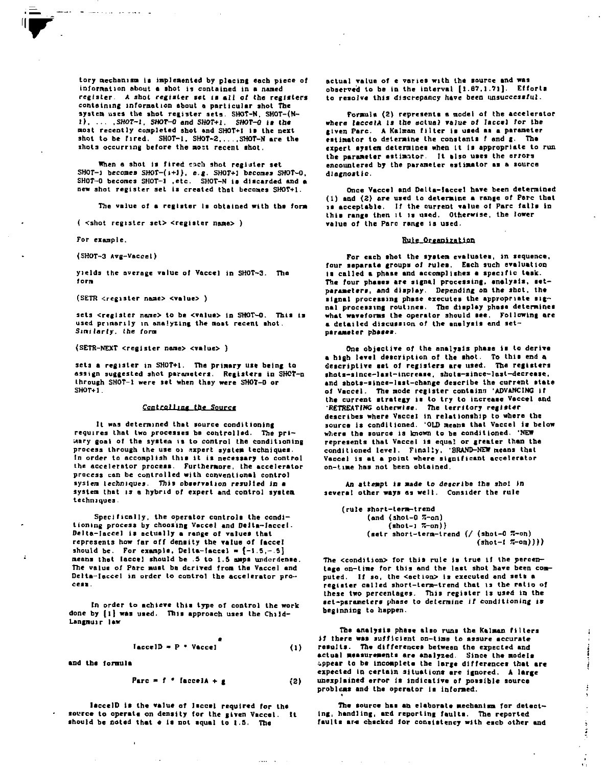tory mechanism is implemented by placing each piece of information about a shot is contained in a named register. *A shot register set is all of the registers* containing information about a particular shot The system uses the shot register sets. SHOT-N, SHOT-(N-1), ... ,*SHOT-1, SHOT-0 and SHOT+1. SHOT-0 is the* most recently completed shot and SHOT+1 is the next shot to be fired. SHOT-1, SHOT-2,...,SHOT-N are the shots occurring before the most recent shot.

When a shot is fired each shot register set SHOT-i becomes SHOT-(i+1), *e.g. SHOT+1 becomes SHOT-0*, SHOT-0 becomes SHOT-1 ,etc. SHOT-N is discarded and a new shot register set is created that becomes SHOT+1.

The value of a register is obtained with the form

( <shot register set> <register name> )

For example.

(SHOT-3 Avg-Vaccel)

yields the average value of Vaccel in SHOT-3. The form

(SETR <register name> <value> )

sets <register name> to be <value> in SHOT-0. This is used primarily in analyzing the most recent shot. *Similarly, the form*

(SETR-NEXT <register name> <value> )

sets a register in SHOT+1. The primary use being to assign suggested shot parameters. Registers in SHOT-n through SHOT-1 were set when they were SHOT-0 or SHOT+1.

### *Controlling the Source*

It was determined that source conditioning requires that two processes be controlled. The primary goal of the system is to control the conditioning process through the use of expert system techniques. In order to accomplish this it is necessary to control the accelerator process. Furthermore, the accelerator process can be controlled with conventional control system techniques. *This observation resulted in a* system that is a hybrid of expert and control system techniques.

Specifically, the operator controls the conditioning process by choosing Vaccel and Delta-Iaccel. Delta-Iaccel is actually a range of values that represents how far off density the value of Iaccel should be. For example, Delta-Iaccel = {-1.5,-.5] means that Iaccel should be .5 to 1.5 amps underdense. The value of Parc must be derived from the Vaccel and Delta-Iaccel in order to control the accelerator process.

In order to achieve this type of control the work done by [1] was used. This approach uses the Child-Langmuir law

$$\text{IaccelD} = P * \text{Vaccel}^{e} \quad (1)$$

and the formula

$$\text{Parc} = f * \text{IaccelA} + g \quad (2)$$

IaccelD is the value of Iaccel required for the source to operate on density for the given Vaccel. It should be noted that e is not equal to 1.5. The actual value of e varies with the source and was observed to be in the interval [1.67,1.71]. Efforts to resolve this discrepancy have been unsuccessful.

Formula (2) represents a model of the accelerator where *IaccelA is the actual value of Iaccel for the* given Parc. A Kalman filter is used as a parameter estimator to determine the constants f and g. The expert system determines when it is appropriate to run the parameter estimator. It also uses the errors encountered by the parameter estimator as a source diagnostic.

Once Vaccel and Delta-Iaccel have been determined (1) and (2) are used to determine a range of Parc that is acceptable. If the current value of Parc falls in this range then it is used. Otherwise, the lower value of the Parc range is used.

### Rule Organization

For each shot the system evaluates, in sequence, four separate groups of rules. Each such evaluation is called a phase and accomplishes a specific task. The four phases are signal processing, analysis, set-parameters, and display. Depending on the shot, the signal processing phase executes the appropriate signal processing routines. The display phase determines what waveforms the operator should see. Following are a detailed discussion of the analysis and set-parameter phases.

One objective of the analysis phase is to derive a high level description of the shot. To this end a descriptive set of registers are used. The registers shots-since-last-increase, shots-since-last-decrease, and shots-since-last-change describe the current state of Vaccel. The mode register contains 'ADVANCING if the current strategy is to try to increase Vaccel and *'RETREATING otherwise. The territory register* describes where Vaccel in relationship to where the source is conditioned. 'OLD means that Vaccel is below where the source is known to be conditioned. 'NEW represents that Vaccel is equal or greater than the conditioned level. Finally, 'BRAND-NEW means that Vaccel is at a point where significant accelerator on-time has not been obtained.

*An attempt is made to describe the shot in* several other ways as well. Consider the rule

```
(rule short-term-trend
      (and (shot-0 %-on)
           (shot-1 %-on))
      (setr short-term-trend (/ (shot-0 %-on)
                                (shot-1 %-on))))
```

The <condition> for this rule is true if the percentage on-time for this and the last shot have been computed. If so, the <action> is executed and sets a register called short-term-trend that is the ratio of these two percentages. This register is used in the set-parameters phase to determine if conditioning is beginning to happen.

The analysis phase also runs the Kalman filters if there was sufficient on-time to assure accurate results. The differences between the expected and actual measurements are analyzed. Since the models appear to be incomplete the large differences that are expected in certain situations are ignored. A large unexplained error is indicative of possible source problems and the operator is informed.

The source has an elaborate mechanism for detecting, handling, and reporting faults. The reported faults are checked for consistency with each other and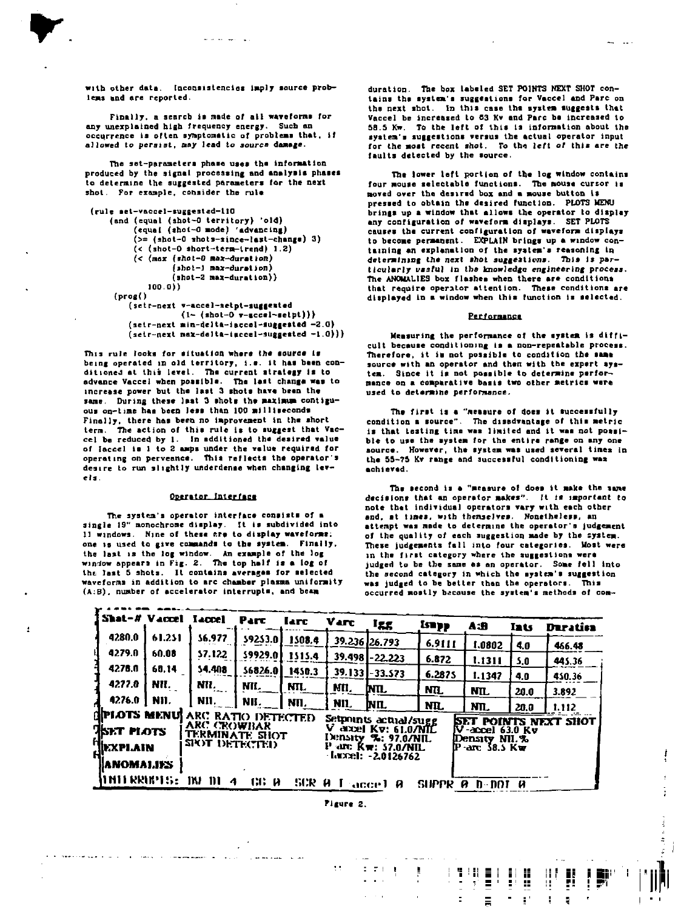with other data. Inconsistencies imply source problems and are reported.

Finally, a search is made of all waveforms for any unexplained high frequency energy. Such an occurrence is often symptomatic of problems that, if allowed to persist, may lead to source damage.

The set-parameters phase uses the information produced by the signal processing and analysis phases to determine the suggested parameters for the next shot. For example, consider the rule

```
(rule set-vaccel-suggested-110
    (and (equal (shot-0 territory) 'old)
         (equal (shot-0 mode) 'advancing)
         (>= (shot-0 shots-since-last-change) 3)
         (< (shot-0 short-term-trend) 1.2)
         (< (max (shot-0 max-duration)
                 (shot-1 max-duration)
                 (shot-2 max-duration))
            100.0))
    (prog()
        (setr-next v-accel-setpt-suggested
                   (1- (shot-0 v-accel-setpt)))
        (setr-next min-delta-iaccel-suggested -2.0)
        (setr-next max-delta-iaccel-suggested -1.0)))
```

This rule looks for situation where the source is being operated in old territory, i.e. it has been conditioned at this level. The current strategy is to advance Vaccel when possible. The last change was to increase power but the last 3 shots have been the same. During these last 3 shots the maximum contiguous on-time has been less than 100 milliseconds. Finally, there has been no improvement in the short term. The action of this rule is to suggest that Vaccel be reduced by 1. In additioned the desired value of Iaccel is 1 to 2 amps under the value required for operating on perveance. This reflects the operator's desire to run slightly underdense when changing levels.

## Operator Interface

The system's operator interface consists of a single 19" monochrome display. It is subdivided into 11 windows. Nine of these are to display waveforms; one is used to give commands to the system. Finally, the last is the log window. An example of the log window appears in Fig. 2. The top half is a log of the last 5 shots. It contains averages for selected waveforms in addition to arc chamber plasma uniformity (A:B), number of accelerator interrupts, and beam duration. The box labeled SET POINTS NEXT SHOT contains the system's suggestions for Vaccel and Parc on the next shot. In this case the system suggests that Vaccel be increased to 63 Kv and Parc be increased to 58.5 Kw. To the left of this is information about the system's suggestions versus the actual operator input for the most recent shot. To the left of this are the faults detected by the source.

The lower left portion of the log window contains four mouse selectable functions. The mouse cursor is moved over the desired box and a mouse button is pressed to obtain the desired function. PLOTS MENU brings up a window that allows the operator to display any configuration of waveform displays. SET PLOTS causes the current configuration of waveform displays to become permanent. EXPLAIN brings up a window containing an explanation of the system's reasoning in determining the next shot suggestions. This is particularly useful in the knowledge engineering process. The ANOMALIES box flashes when there are conditions that require operator attention. These conditions are displayed in a window when this function is selected.

## Performance

Measuring the performance of the system is difficult because conditioning is a non-repeatable process. Therefore, it is not possible to condition the same source with an operator and then with the expert system. Since it is not possible to determine performance on a comparative basis two other metrics were used to determine performance.

The first is a "measure of does it successfully condition a source". The disadvantage of this metric is that testing time was limited and it was not possible to use the system for the entire range on any one source. However, the system was used several times in the 55-75 Kv range and successful conditioning was achieved.

The second is a "measure of does it make the same decisions that an operator makes". It is important to note that individual operators vary with each other and, at times, with themselves. Nonetheless, an attempt was made to determine the operator's judgement of the quality of each suggestion made by the system. These judgements fall into four categories. Most were in the first category where the suggestions were judged to be the same as an operator. Some fell into the second category in which the system's suggestion was judged to be better than the operators. This occurred mostly because the system's methods of com-

| Shot-# | Vaccel | Iaccel | Parc | Iarc | Varc | Igg | Isupp | A:B | Ints | Duration |
|---|---|---|---|---|---|---|---|---|---|---|
| 4280.0 | 61.251 | 56.977 | 59253.0 | 1508.4 | 39.236 | 26.793 | 6.9111 | 1.0802 | 4.0 | 466.48 |
| 4279.0 | 60.08 | 57.122 | 59929.0 | 1515.4 | 39.498 | -22.223 | 6.872 | 1.1311 | 5.0 | 445.36 |
| 4278.0 | 60.14 | 54.408 | 56826.0 | 1450.3 | 39.133 | -33.573 | 6.2875 | 1.1347 | 4.0 | 450.36 |
| 4277.0 | NIL | NIL | NIL | NIL | NIL | NIL | NIL | NIL | 20.0 | 3.892 |
| 4276.0 | NIL | NIL | NIL | NIL | NIL | NIL | NIL | NIL | 20.0 | 1.112 |

| | | | |
|---|---|---|---|
| PLOTS MENU | ARC RATIO DETECTED<br>ARC CROWBAR<br>TERMINATE SHOT<br>SPOT DETECTED | Setpoints actual/sugg<br>V accel Kv: 61.0/NIL<br>Density %: 97.0/NIL<br>P arc Kw: 57.0/NIL<br>-Iaccel: -2.0126762 | SET POINTS NEXT SHOT<br>V-accel 63.0 Kv<br>Density NIL %<br>P-arc 58.5 Kw |
| SET PLOTS | | | |
| EXPLAIN | | | |
| ANOMALIES | | | |

INTERRUPTS: IW 0I 4 GG 0 SCR 0 I accel 0 SUPPR 0 D-DOT 0

Figure 2.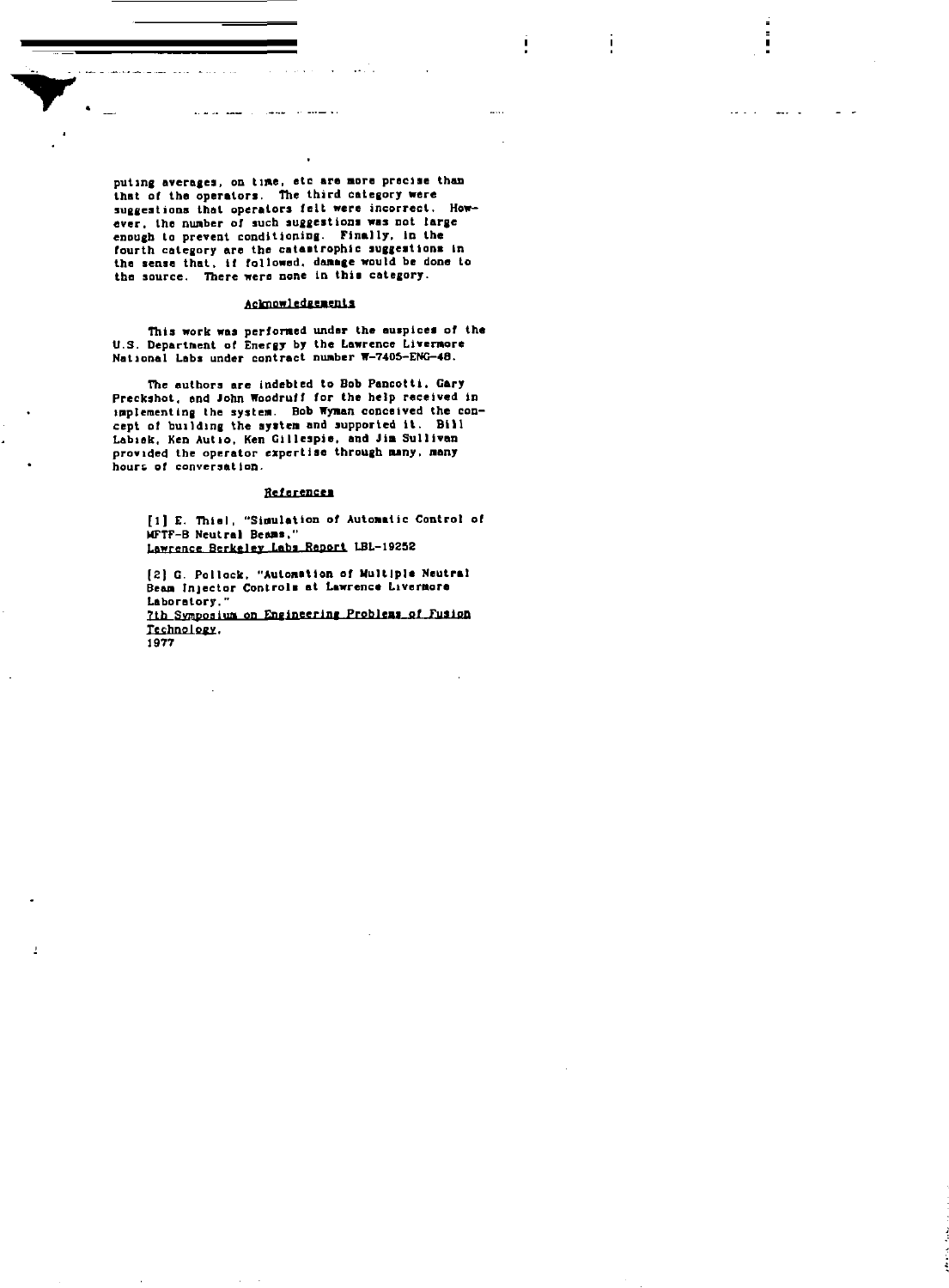puting averages, on time, etc are more precise than that of the operators. The third category were suggestions that operators felt were incorrect. However, the number of such suggestions was not large enough to prevent conditioning. Finally, in the fourth category are the catastrophic suggestions in the sense that, if followed, damage would be done to the source. There were none in this category.

## Acknowledgements

This work was performed under the auspices of the U.S. Department of Energy by the Lawrence Livermore National Labs under contract number W-7405-ENG-48.

The authors are indebted to Bob Pancotti, Gary Preckshot, and John Woodruff for the help received in implementing the system. Bob Wyman conceived the concept of building the system and supported it. Bill Labiak, Ken Autio, Ken Gillespie, and Jim Sullivan provided the operator expertise through many, many hours of conversation.

## References

[1] E. Thiel, "Simulation of Automatic Control of MFTF-B Neutral Beams," _Lawrence Berkeley Labs Report_ LBL-19252

[2] G. Pollock, "Automation of Multiple Neutral Beam Injector Controls at Lawrence Livermore Laboratory," _7th Symposium on Engineering Problems of Fusion Technology_, 1977